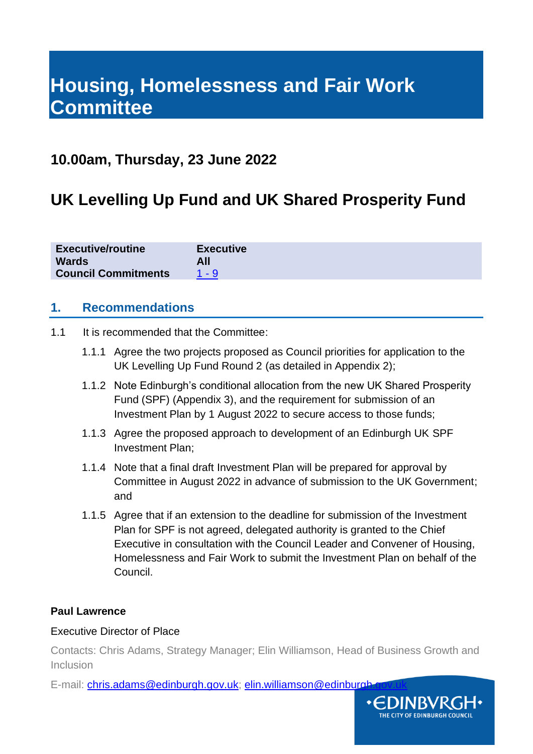# Housing, Homelessness and Fair Work Committee

## 10.00am, Thursday, 23 June 2022

## UK Levelling Up Fund and UK Shared Prosperity Fund

| | |
|---|---|
| **Executive/routine** | **Executive** |
| **Wards** | **All** |
| **Council Commitments** | 1 - 9 |

### 1. Recommendations

1.1 It is recommended that the Committee:

1.1.1 Agree the two projects proposed as Council priorities for application to the UK Levelling Up Fund Round 2 (as detailed in Appendix 2);

1.1.2 Note Edinburgh's conditional allocation from the new UK Shared Prosperity Fund (SPF) (Appendix 3), and the requirement for submission of an Investment Plan by 1 August 2022 to secure access to those funds;

1.1.3 Agree the proposed approach to development of an Edinburgh UK SPF Investment Plan;

1.1.4 Note that a final draft Investment Plan will be prepared for approval by Committee in August 2022 in advance of submission to the UK Government; and

1.1.5 Agree that if an extension to the deadline for submission of the Investment Plan for SPF is not agreed, delegated authority is granted to the Chief Executive in consultation with the Council Leader and Convener of Housing, Homelessness and Fair Work to submit the Investment Plan on behalf of the Council.

**Paul Lawrence**

Executive Director of Place

Contacts: Chris Adams, Strategy Manager; Elin Williamson, Head of Business Growth and Inclusion

E-mail: chris.adams@edinburgh.gov.uk; elin.williamson@edinburgh.gov.uk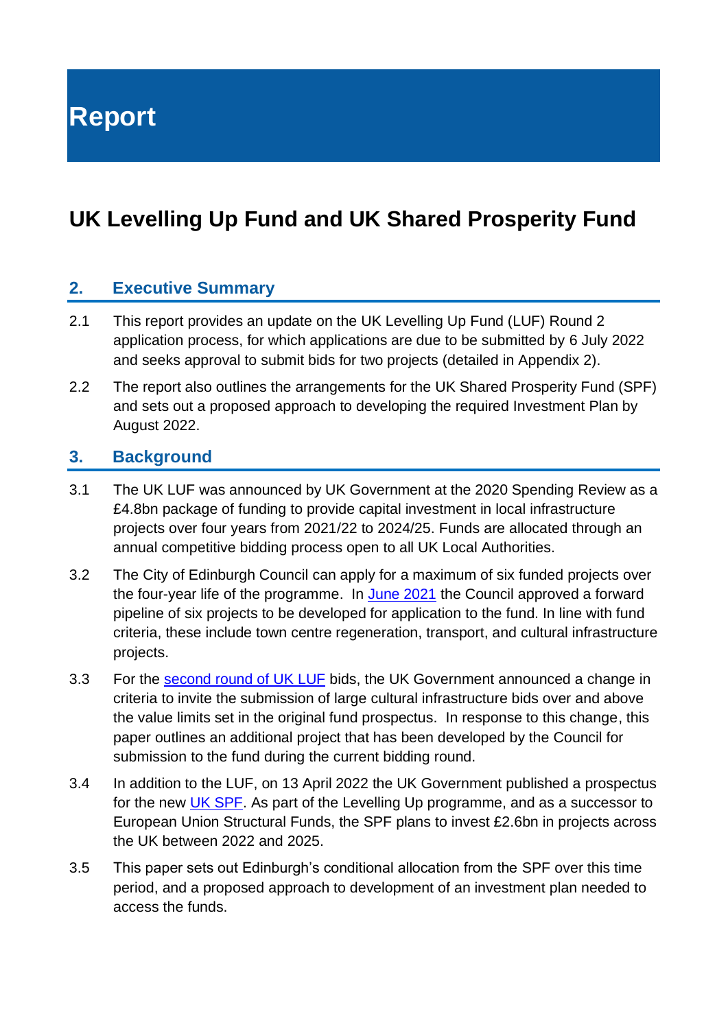# Report

## UK Levelling Up Fund and UK Shared Prosperity Fund

### 2. Executive Summary

2.1 This report provides an update on the UK Levelling Up Fund (LUF) Round 2 application process, for which applications are due to be submitted by 6 July 2022 and seeks approval to submit bids for two projects (detailed in Appendix 2).

2.2 The report also outlines the arrangements for the UK Shared Prosperity Fund (SPF) and sets out a proposed approach to developing the required Investment Plan by August 2022.

### 3. Background

3.1 The UK LUF was announced by UK Government at the 2020 Spending Review as a £4.8bn package of funding to provide capital investment in local infrastructure projects over four years from 2021/22 to 2024/25. Funds are allocated through an annual competitive bidding process open to all UK Local Authorities.

3.2 The City of Edinburgh Council can apply for a maximum of six funded projects over the four-year life of the programme. In June 2021 the Council approved a forward pipeline of six projects to be developed for application to the fund. In line with fund criteria, these include town centre regeneration, transport, and cultural infrastructure projects.

3.3 For the second round of UK LUF bids, the UK Government announced a change in criteria to invite the submission of large cultural infrastructure bids over and above the value limits set in the original fund prospectus. In response to this change, this paper outlines an additional project that has been developed by the Council for submission to the fund during the current bidding round.

3.4 In addition to the LUF, on 13 April 2022 the UK Government published a prospectus for the new UK SPF. As part of the Levelling Up programme, and as a successor to European Union Structural Funds, the SPF plans to invest £2.6bn in projects across the UK between 2022 and 2025.

3.5 This paper sets out Edinburgh's conditional allocation from the SPF over this time period, and a proposed approach to development of an investment plan needed to access the funds.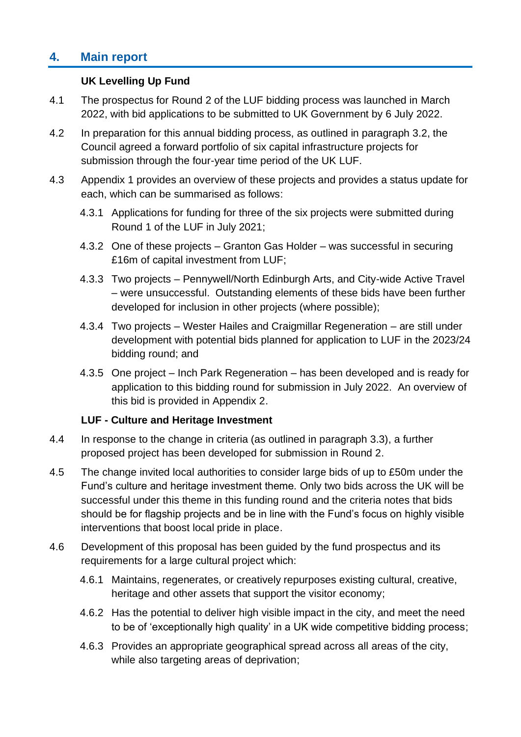## 4. Main report

**UK Levelling Up Fund**

4.1 The prospectus for Round 2 of the LUF bidding process was launched in March 2022, with bid applications to be submitted to UK Government by 6 July 2022.

4.2 In preparation for this annual bidding process, as outlined in paragraph 3.2, the Council agreed a forward portfolio of six capital infrastructure projects for submission through the four-year time period of the UK LUF.

4.3 Appendix 1 provides an overview of these projects and provides a status update for each, which can be summarised as follows:

4.3.1 Applications for funding for three of the six projects were submitted during Round 1 of the LUF in July 2021;

4.3.2 One of these projects – Granton Gas Holder – was successful in securing £16m of capital investment from LUF;

4.3.3 Two projects – Pennywell/North Edinburgh Arts, and City-wide Active Travel – were unsuccessful. Outstanding elements of these bids have been further developed for inclusion in other projects (where possible);

4.3.4 Two projects – Wester Hailes and Craigmillar Regeneration – are still under development with potential bids planned for application to LUF in the 2023/24 bidding round; and

4.3.5 One project – Inch Park Regeneration – has been developed and is ready for application to this bidding round for submission in July 2022. An overview of this bid is provided in Appendix 2.

**LUF - Culture and Heritage Investment**

4.4 In response to the change in criteria (as outlined in paragraph 3.3), a further proposed project has been developed for submission in Round 2.

4.5 The change invited local authorities to consider large bids of up to £50m under the Fund's culture and heritage investment theme. Only two bids across the UK will be successful under this theme in this funding round and the criteria notes that bids should be for flagship projects and be in line with the Fund's focus on highly visible interventions that boost local pride in place.

4.6 Development of this proposal has been guided by the fund prospectus and its requirements for a large cultural project which:

4.6.1 Maintains, regenerates, or creatively repurposes existing cultural, creative, heritage and other assets that support the visitor economy;

4.6.2 Has the potential to deliver high visible impact in the city, and meet the need to be of 'exceptionally high quality' in a UK wide competitive bidding process;

4.6.3 Provides an appropriate geographical spread across all areas of the city, while also targeting areas of deprivation;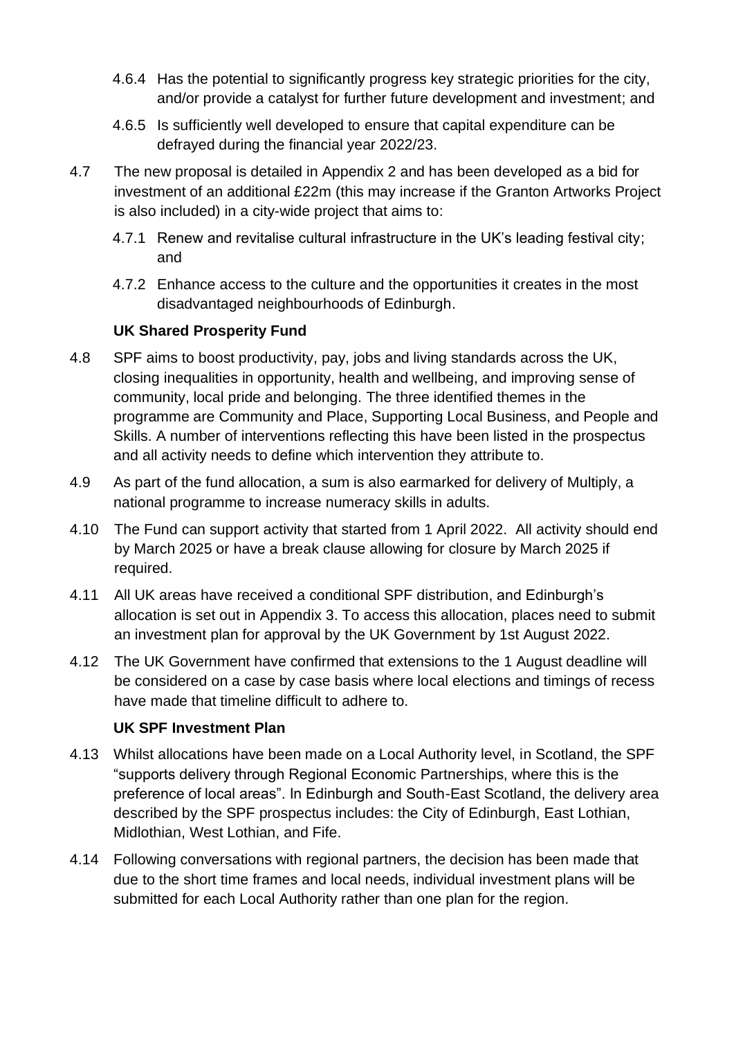4.6.4 Has the potential to significantly progress key strategic priorities for the city, and/or provide a catalyst for further future development and investment; and

4.6.5 Is sufficiently well developed to ensure that capital expenditure can be defrayed during the financial year 2022/23.

4.7 The new proposal is detailed in Appendix 2 and has been developed as a bid for investment of an additional £22m (this may increase if the Granton Artworks Project is also included) in a city-wide project that aims to:

4.7.1 Renew and revitalise cultural infrastructure in the UK's leading festival city; and

4.7.2 Enhance access to the culture and the opportunities it creates in the most disadvantaged neighbourhoods of Edinburgh.

**UK Shared Prosperity Fund**

4.8 SPF aims to boost productivity, pay, jobs and living standards across the UK, closing inequalities in opportunity, health and wellbeing, and improving sense of community, local pride and belonging. The three identified themes in the programme are Community and Place, Supporting Local Business, and People and Skills. A number of interventions reflecting this have been listed in the prospectus and all activity needs to define which intervention they attribute to.

4.9 As part of the fund allocation, a sum is also earmarked for delivery of Multiply, a national programme to increase numeracy skills in adults.

4.10 The Fund can support activity that started from 1 April 2022. All activity should end by March 2025 or have a break clause allowing for closure by March 2025 if required.

4.11 All UK areas have received a conditional SPF distribution, and Edinburgh's allocation is set out in Appendix 3. To access this allocation, places need to submit an investment plan for approval by the UK Government by 1st August 2022.

4.12 The UK Government have confirmed that extensions to the 1 August deadline will be considered on a case by case basis where local elections and timings of recess have made that timeline difficult to adhere to.

**UK SPF Investment Plan**

4.13 Whilst allocations have been made on a Local Authority level, in Scotland, the SPF "supports delivery through Regional Economic Partnerships, where this is the preference of local areas". In Edinburgh and South-East Scotland, the delivery area described by the SPF prospectus includes: the City of Edinburgh, East Lothian, Midlothian, West Lothian, and Fife.

4.14 Following conversations with regional partners, the decision has been made that due to the short time frames and local needs, individual investment plans will be submitted for each Local Authority rather than one plan for the region.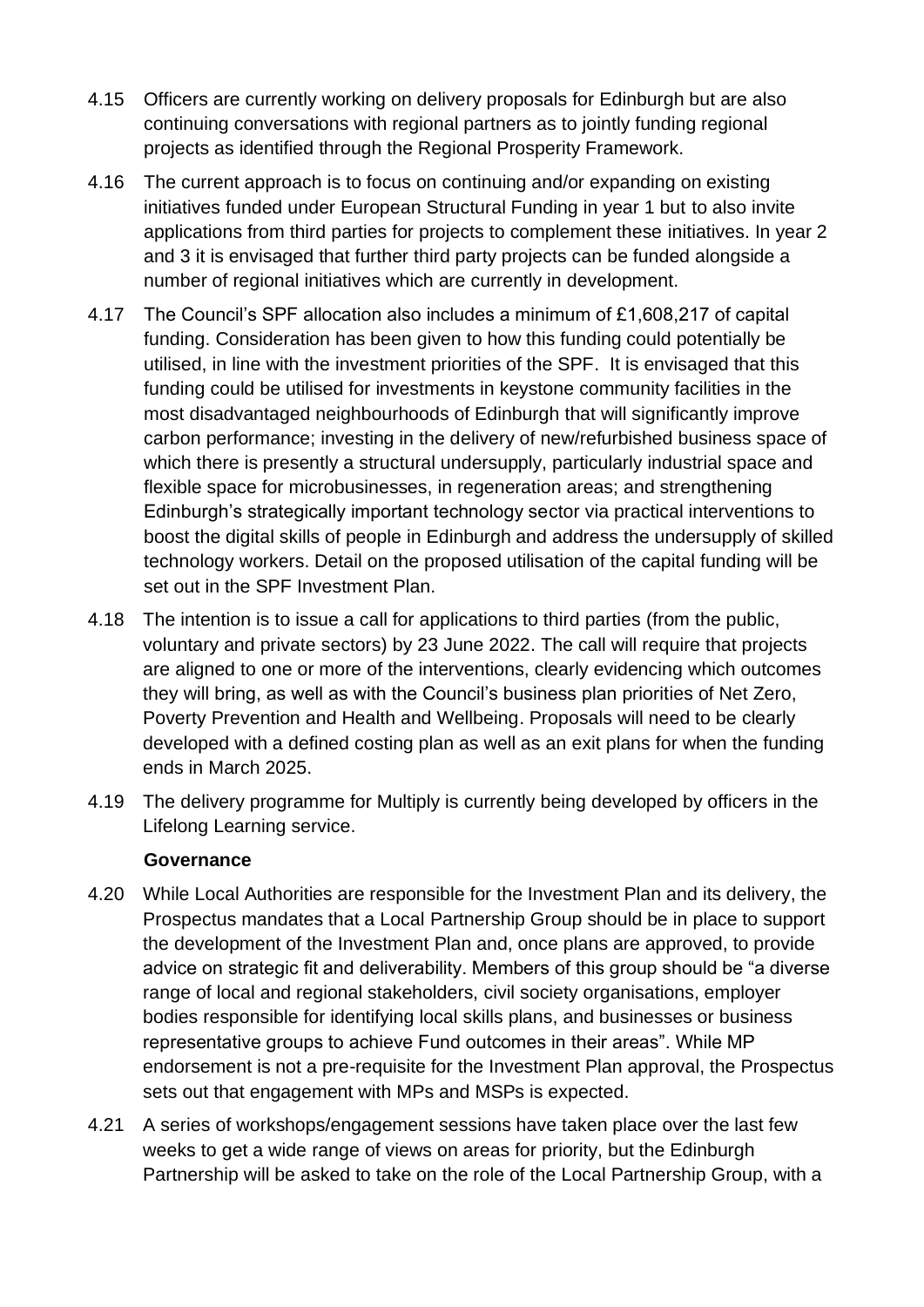4.15 Officers are currently working on delivery proposals for Edinburgh but are also continuing conversations with regional partners as to jointly funding regional projects as identified through the Regional Prosperity Framework.

4.16 The current approach is to focus on continuing and/or expanding on existing initiatives funded under European Structural Funding in year 1 but to also invite applications from third parties for projects to complement these initiatives. In year 2 and 3 it is envisaged that further third party projects can be funded alongside a number of regional initiatives which are currently in development.

4.17 The Council's SPF allocation also includes a minimum of £1,608,217 of capital funding. Consideration has been given to how this funding could potentially be utilised, in line with the investment priorities of the SPF. It is envisaged that this funding could be utilised for investments in keystone community facilities in the most disadvantaged neighbourhoods of Edinburgh that will significantly improve carbon performance; investing in the delivery of new/refurbished business space of which there is presently a structural undersupply, particularly industrial space and flexible space for microbusinesses, in regeneration areas; and strengthening Edinburgh's strategically important technology sector via practical interventions to boost the digital skills of people in Edinburgh and address the undersupply of skilled technology workers. Detail on the proposed utilisation of the capital funding will be set out in the SPF Investment Plan.

4.18 The intention is to issue a call for applications to third parties (from the public, voluntary and private sectors) by 23 June 2022. The call will require that projects are aligned to one or more of the interventions, clearly evidencing which outcomes they will bring, as well as with the Council's business plan priorities of Net Zero, Poverty Prevention and Health and Wellbeing. Proposals will need to be clearly developed with a defined costing plan as well as an exit plans for when the funding ends in March 2025.

4.19 The delivery programme for Multiply is currently being developed by officers in the Lifelong Learning service.

**Governance**

4.20 While Local Authorities are responsible for the Investment Plan and its delivery, the Prospectus mandates that a Local Partnership Group should be in place to support the development of the Investment Plan and, once plans are approved, to provide advice on strategic fit and deliverability. Members of this group should be "a diverse range of local and regional stakeholders, civil society organisations, employer bodies responsible for identifying local skills plans, and businesses or business representative groups to achieve Fund outcomes in their areas". While MP endorsement is not a pre-requisite for the Investment Plan approval, the Prospectus sets out that engagement with MPs and MSPs is expected.

4.21 A series of workshops/engagement sessions have taken place over the last few weeks to get a wide range of views on areas for priority, but the Edinburgh Partnership will be asked to take on the role of the Local Partnership Group, with a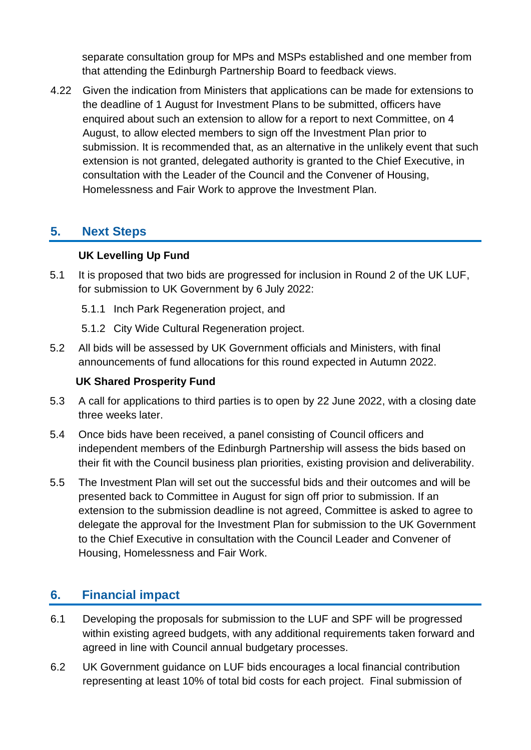separate consultation group for MPs and MSPs established and one member from that attending the Edinburgh Partnership Board to feedback views.

4.22 Given the indication from Ministers that applications can be made for extensions to the deadline of 1 August for Investment Plans to be submitted, officers have enquired about such an extension to allow for a report to next Committee, on 4 August, to allow elected members to sign off the Investment Plan prior to submission. It is recommended that, as an alternative in the unlikely event that such extension is not granted, delegated authority is granted to the Chief Executive, in consultation with the Leader of the Council and the Convener of Housing, Homelessness and Fair Work to approve the Investment Plan.

## 5. Next Steps

**UK Levelling Up Fund**

5.1 It is proposed that two bids are progressed for inclusion in Round 2 of the UK LUF, for submission to UK Government by 6 July 2022:

5.1.1 Inch Park Regeneration project, and

5.1.2 City Wide Cultural Regeneration project.

5.2 All bids will be assessed by UK Government officials and Ministers, with final announcements of fund allocations for this round expected in Autumn 2022.

**UK Shared Prosperity Fund**

5.3 A call for applications to third parties is to open by 22 June 2022, with a closing date three weeks later.

5.4 Once bids have been received, a panel consisting of Council officers and independent members of the Edinburgh Partnership will assess the bids based on their fit with the Council business plan priorities, existing provision and deliverability.

5.5 The Investment Plan will set out the successful bids and their outcomes and will be presented back to Committee in August for sign off prior to submission. If an extension to the submission deadline is not agreed, Committee is asked to agree to delegate the approval for the Investment Plan for submission to the UK Government to the Chief Executive in consultation with the Council Leader and Convener of Housing, Homelessness and Fair Work.

## 6. Financial impact

6.1 Developing the proposals for submission to the LUF and SPF will be progressed within existing agreed budgets, with any additional requirements taken forward and agreed in line with Council annual budgetary processes.

6.2 UK Government guidance on LUF bids encourages a local financial contribution representing at least 10% of total bid costs for each project. Final submission of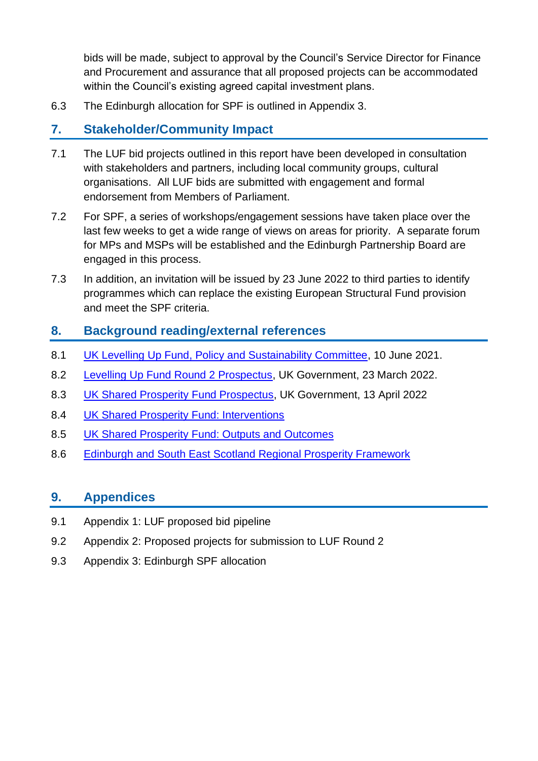bids will be made, subject to approval by the Council's Service Director for Finance and Procurement and assurance that all proposed projects can be accommodated within the Council's existing agreed capital investment plans.

6.3 The Edinburgh allocation for SPF is outlined in Appendix 3.

## 7. Stakeholder/Community Impact

7.1 The LUF bid projects outlined in this report have been developed in consultation with stakeholders and partners, including local community groups, cultural organisations. All LUF bids are submitted with engagement and formal endorsement from Members of Parliament.

7.2 For SPF, a series of workshops/engagement sessions have taken place over the last few weeks to get a wide range of views on areas for priority. A separate forum for MPs and MSPs will be established and the Edinburgh Partnership Board are engaged in this process.

7.3 In addition, an invitation will be issued by 23 June 2022 to third parties to identify programmes which can replace the existing European Structural Fund provision and meet the SPF criteria.

## 8. Background reading/external references

8.1 UK Levelling Up Fund, Policy and Sustainability Committee, 10 June 2021.

8.2 Levelling Up Fund Round 2 Prospectus, UK Government, 23 March 2022.

8.3 UK Shared Prosperity Fund Prospectus, UK Government, 13 April 2022

8.4 UK Shared Prosperity Fund: Interventions

8.5 UK Shared Prosperity Fund: Outputs and Outcomes

8.6 Edinburgh and South East Scotland Regional Prosperity Framework

## 9. Appendices

9.1 Appendix 1: LUF proposed bid pipeline

9.2 Appendix 2: Proposed projects for submission to LUF Round 2

9.3 Appendix 3: Edinburgh SPF allocation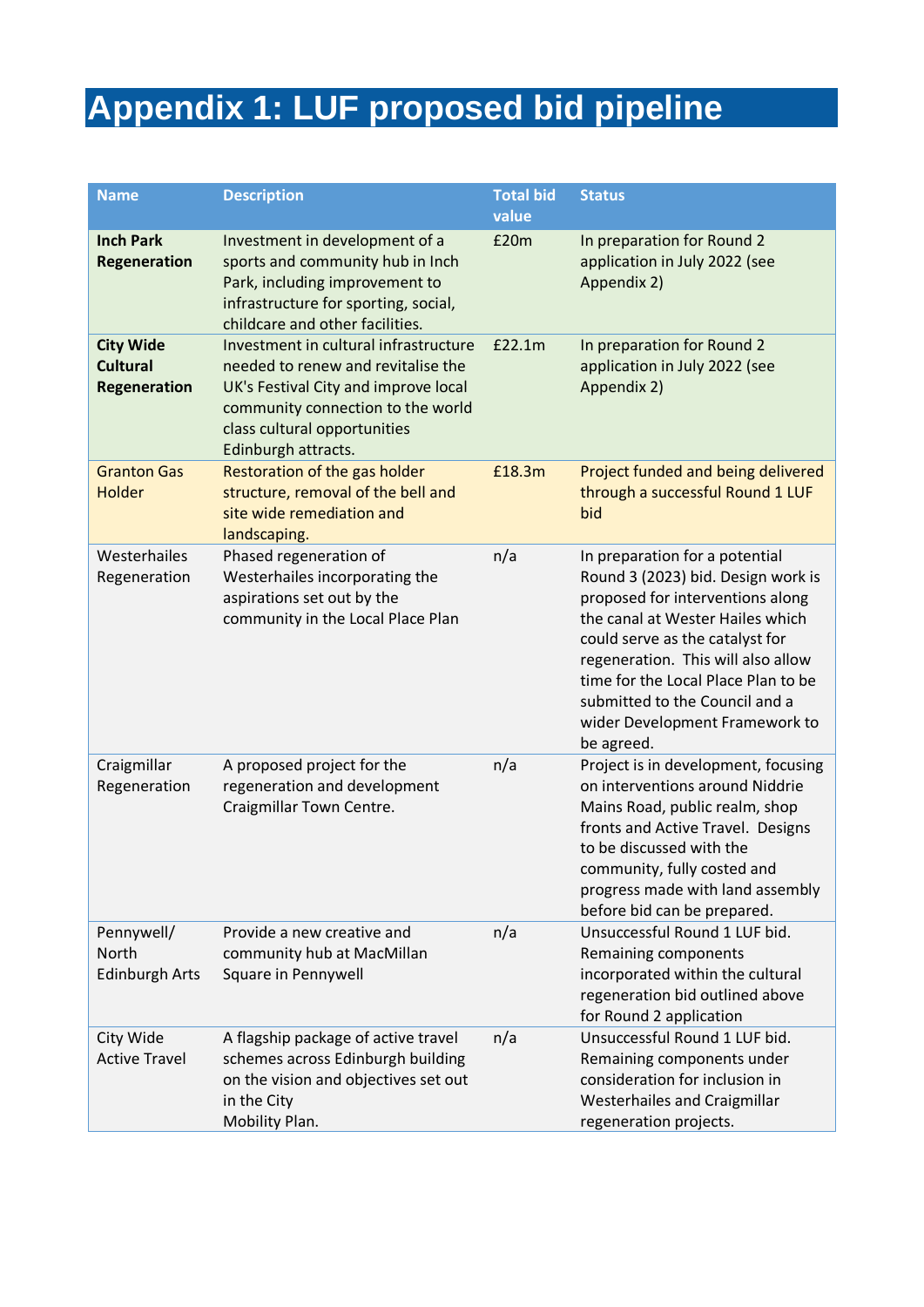# Appendix 1: LUF proposed bid pipeline

| Name | Description | Total bid value | Status |
|---|---|---|---|
| **Inch Park Regeneration** | Investment in development of a sports and community hub in Inch Park, including improvement to infrastructure for sporting, social, childcare and other facilities. | £20m | In preparation for Round 2 application in July 2022 (see Appendix 2) |
| **City Wide Cultural Regeneration** | Investment in cultural infrastructure needed to renew and revitalise the UK's Festival City and improve local community connection to the world class cultural opportunities Edinburgh attracts. | £22.1m | In preparation for Round 2 application in July 2022 (see Appendix 2) |
| Granton Gas Holder | Restoration of the gas holder structure, removal of the bell and site wide remediation and landscaping. | £18.3m | Project funded and being delivered through a successful Round 1 LUF bid |
| Westerhailes Regeneration | Phased regeneration of Westerhailes incorporating the aspirations set out by the community in the Local Place Plan | n/a | In preparation for a potential Round 3 (2023) bid. Design work is proposed for interventions along the canal at Wester Hailes which could serve as the catalyst for regeneration. This will also allow time for the Local Place Plan to be submitted to the Council and a wider Development Framework to be agreed. |
| Craigmillar Regeneration | A proposed project for the regeneration and development Craigmillar Town Centre. | n/a | Project is in development, focusing on interventions around Niddrie Mains Road, public realm, shop fronts and Active Travel. Designs to be discussed with the community, fully costed and progress made with land assembly before bid can be prepared. |
| Pennywell/ North Edinburgh Arts | Provide a new creative and community hub at MacMillan Square in Pennywell | n/a | Unsuccessful Round 1 LUF bid. Remaining components incorporated within the cultural regeneration bid outlined above for Round 2 application |
| City Wide Active Travel | A flagship package of active travel schemes across Edinburgh building on the vision and objectives set out in the City Mobility Plan. | n/a | Unsuccessful Round 1 LUF bid. Remaining components under consideration for inclusion in Westerhailes and Craigmillar regeneration projects. |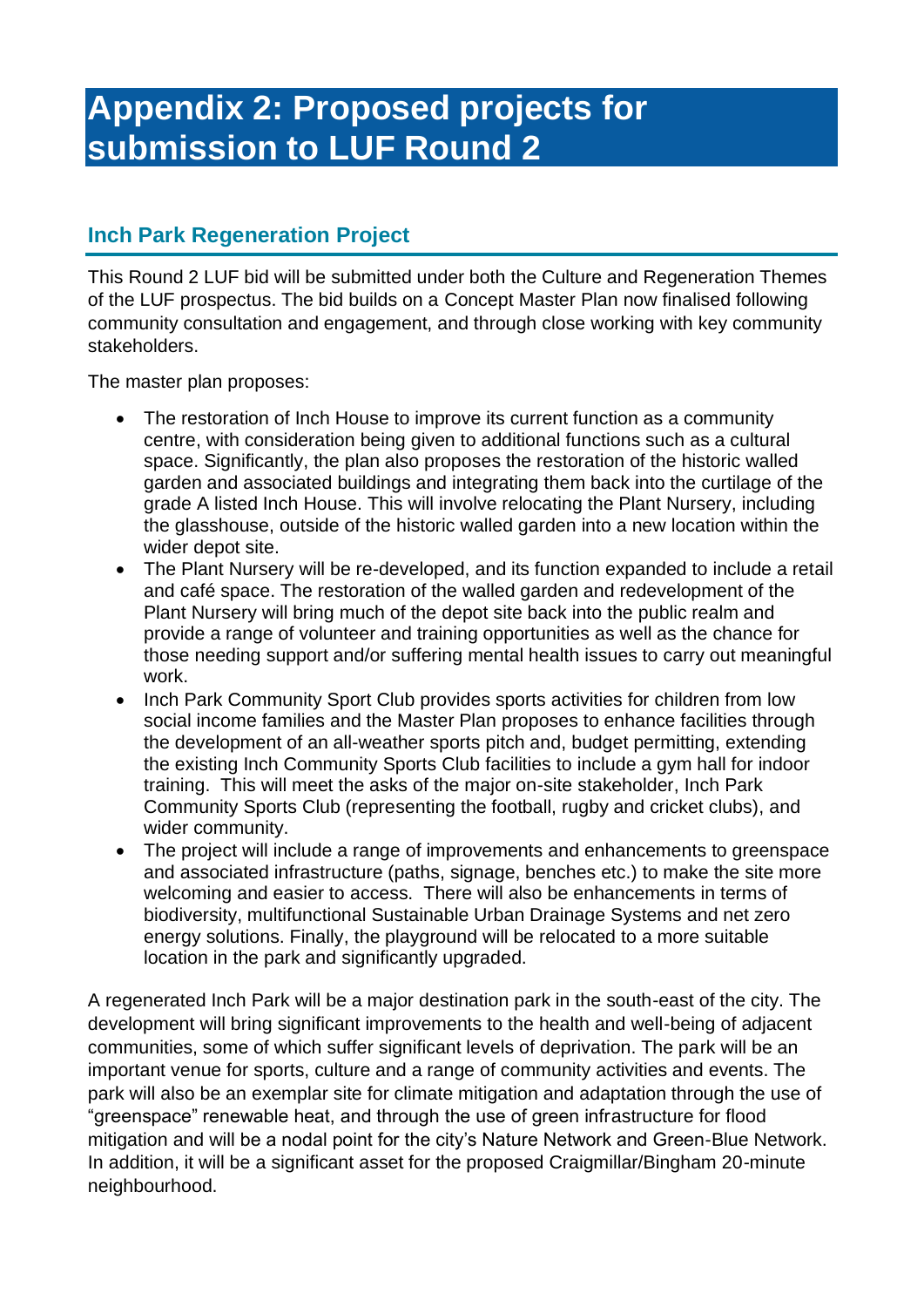# Appendix 2: Proposed projects for submission to LUF Round 2

## Inch Park Regeneration Project

This Round 2 LUF bid will be submitted under both the Culture and Regeneration Themes of the LUF prospectus. The bid builds on a Concept Master Plan now finalised following community consultation and engagement, and through close working with key community stakeholders.

The master plan proposes:

- The restoration of Inch House to improve its current function as a community centre, with consideration being given to additional functions such as a cultural space. Significantly, the plan also proposes the restoration of the historic walled garden and associated buildings and integrating them back into the curtilage of the grade A listed Inch House. This will involve relocating the Plant Nursery, including the glasshouse, outside of the historic walled garden into a new location within the wider depot site.
- The Plant Nursery will be re-developed, and its function expanded to include a retail and café space. The restoration of the walled garden and redevelopment of the Plant Nursery will bring much of the depot site back into the public realm and provide a range of volunteer and training opportunities as well as the chance for those needing support and/or suffering mental health issues to carry out meaningful work.
- Inch Park Community Sport Club provides sports activities for children from low social income families and the Master Plan proposes to enhance facilities through the development of an all-weather sports pitch and, budget permitting, extending the existing Inch Community Sports Club facilities to include a gym hall for indoor training. This will meet the asks of the major on-site stakeholder, Inch Park Community Sports Club (representing the football, rugby and cricket clubs), and wider community.
- The project will include a range of improvements and enhancements to greenspace and associated infrastructure (paths, signage, benches etc.) to make the site more welcoming and easier to access. There will also be enhancements in terms of biodiversity, multifunctional Sustainable Urban Drainage Systems and net zero energy solutions. Finally, the playground will be relocated to a more suitable location in the park and significantly upgraded.

A regenerated Inch Park will be a major destination park in the south-east of the city. The development will bring significant improvements to the health and well-being of adjacent communities, some of which suffer significant levels of deprivation. The park will be an important venue for sports, culture and a range of community activities and events. The park will also be an exemplar site for climate mitigation and adaptation through the use of "greenspace" renewable heat, and through the use of green infrastructure for flood mitigation and will be a nodal point for the city's Nature Network and Green-Blue Network. In addition, it will be a significant asset for the proposed Craigmillar/Bingham 20-minute neighbourhood.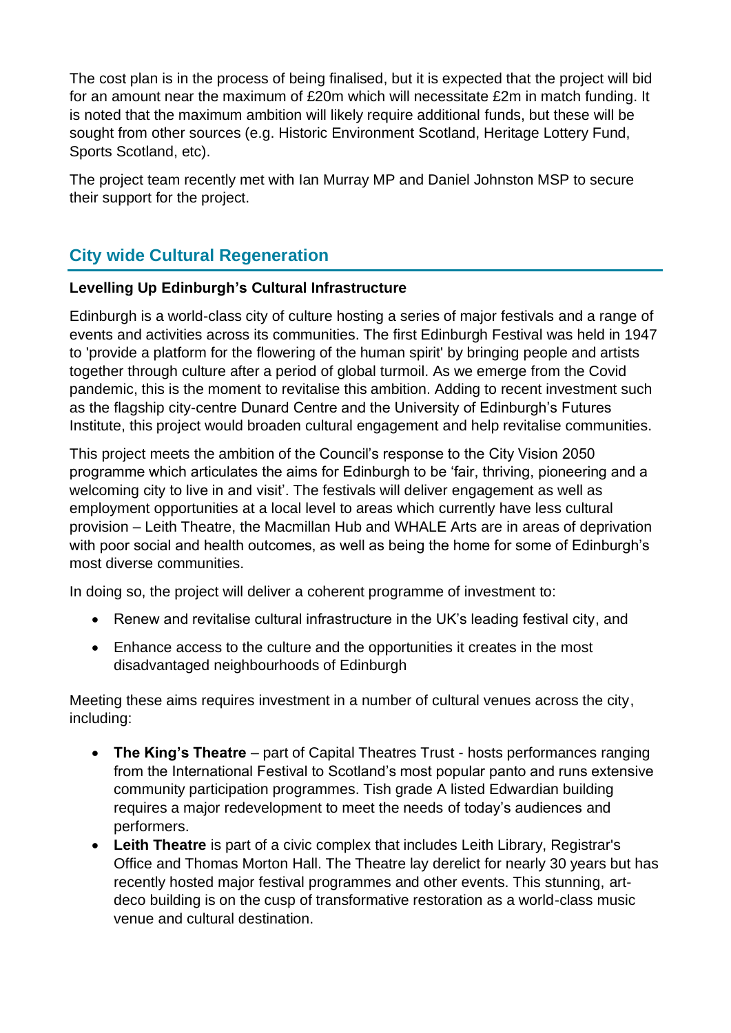The cost plan is in the process of being finalised, but it is expected that the project will bid for an amount near the maximum of £20m which will necessitate £2m in match funding. It is noted that the maximum ambition will likely require additional funds, but these will be sought from other sources (e.g. Historic Environment Scotland, Heritage Lottery Fund, Sports Scotland, etc).

The project team recently met with Ian Murray MP and Daniel Johnston MSP to secure their support for the project.

## City wide Cultural Regeneration

**Levelling Up Edinburgh's Cultural Infrastructure**

Edinburgh is a world-class city of culture hosting a series of major festivals and a range of events and activities across its communities. The first Edinburgh Festival was held in 1947 to 'provide a platform for the flowering of the human spirit' by bringing people and artists together through culture after a period of global turmoil. As we emerge from the Covid pandemic, this is the moment to revitalise this ambition. Adding to recent investment such as the flagship city-centre Dunard Centre and the University of Edinburgh's Futures Institute, this project would broaden cultural engagement and help revitalise communities.

This project meets the ambition of the Council's response to the City Vision 2050 programme which articulates the aims for Edinburgh to be 'fair, thriving, pioneering and a welcoming city to live in and visit'. The festivals will deliver engagement as well as employment opportunities at a local level to areas which currently have less cultural provision – Leith Theatre, the Macmillan Hub and WHALE Arts are in areas of deprivation with poor social and health outcomes, as well as being the home for some of Edinburgh's most diverse communities.

In doing so, the project will deliver a coherent programme of investment to:

- Renew and revitalise cultural infrastructure in the UK's leading festival city, and
- Enhance access to the culture and the opportunities it creates in the most disadvantaged neighbourhoods of Edinburgh

Meeting these aims requires investment in a number of cultural venues across the city, including:

- **The King's Theatre** – part of Capital Theatres Trust - hosts performances ranging from the International Festival to Scotland's most popular panto and runs extensive community participation programmes. Tish grade A listed Edwardian building requires a major redevelopment to meet the needs of today's audiences and performers.
- **Leith Theatre** is part of a civic complex that includes Leith Library, Registrar's Office and Thomas Morton Hall. The Theatre lay derelict for nearly 30 years but has recently hosted major festival programmes and other events. This stunning, art-deco building is on the cusp of transformative restoration as a world-class music venue and cultural destination.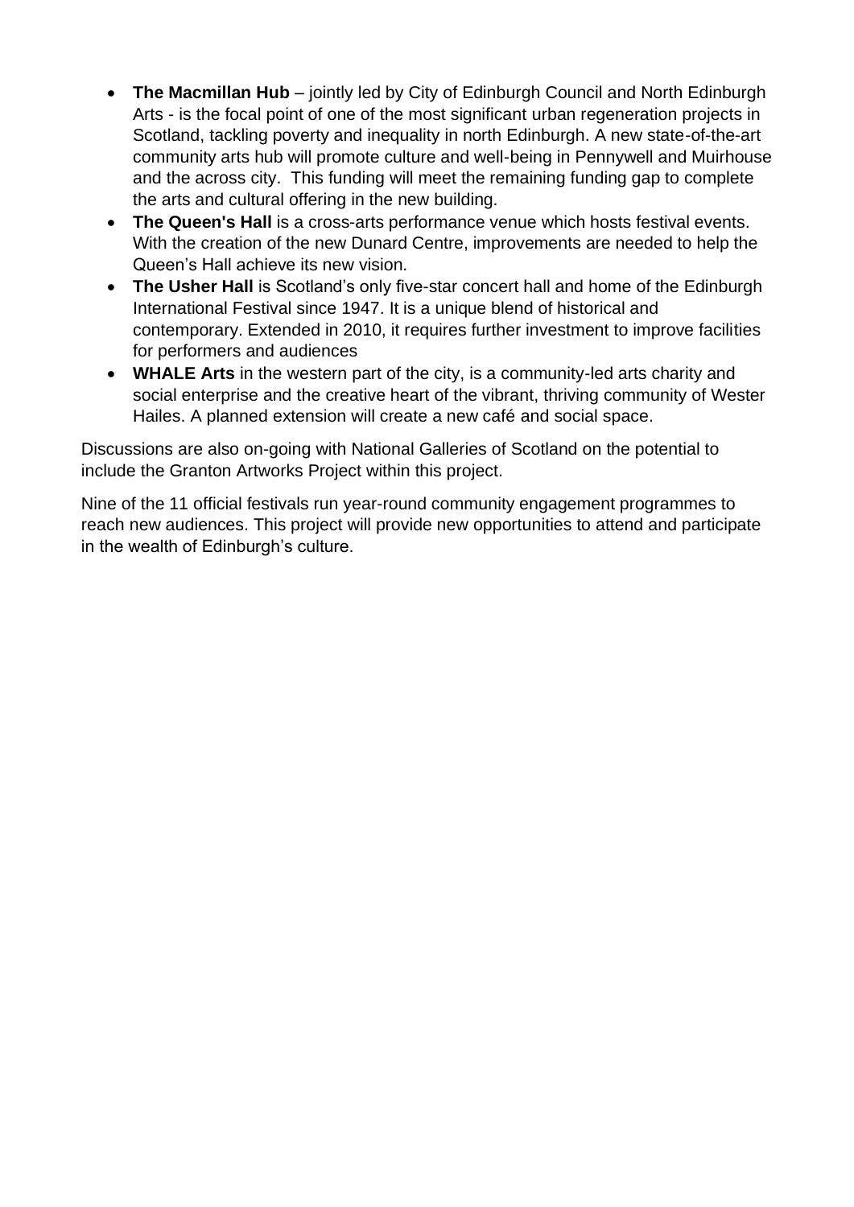- **The Macmillan Hub** – jointly led by City of Edinburgh Council and North Edinburgh Arts - is the focal point of one of the most significant urban regeneration projects in Scotland, tackling poverty and inequality in north Edinburgh. A new state-of-the-art community arts hub will promote culture and well-being in Pennywell and Muirhouse and the across city. This funding will meet the remaining funding gap to complete the arts and cultural offering in the new building.
- **The Queen's Hall** is a cross-arts performance venue which hosts festival events. With the creation of the new Dunard Centre, improvements are needed to help the Queen's Hall achieve its new vision.
- **The Usher Hall** is Scotland's only five-star concert hall and home of the Edinburgh International Festival since 1947. It is a unique blend of historical and contemporary. Extended in 2010, it requires further investment to improve facilities for performers and audiences
- **WHALE Arts** in the western part of the city, is a community-led arts charity and social enterprise and the creative heart of the vibrant, thriving community of Wester Hailes. A planned extension will create a new café and social space.

Discussions are also on-going with National Galleries of Scotland on the potential to include the Granton Artworks Project within this project.

Nine of the 11 official festivals run year-round community engagement programmes to reach new audiences. This project will provide new opportunities to attend and participate in the wealth of Edinburgh's culture.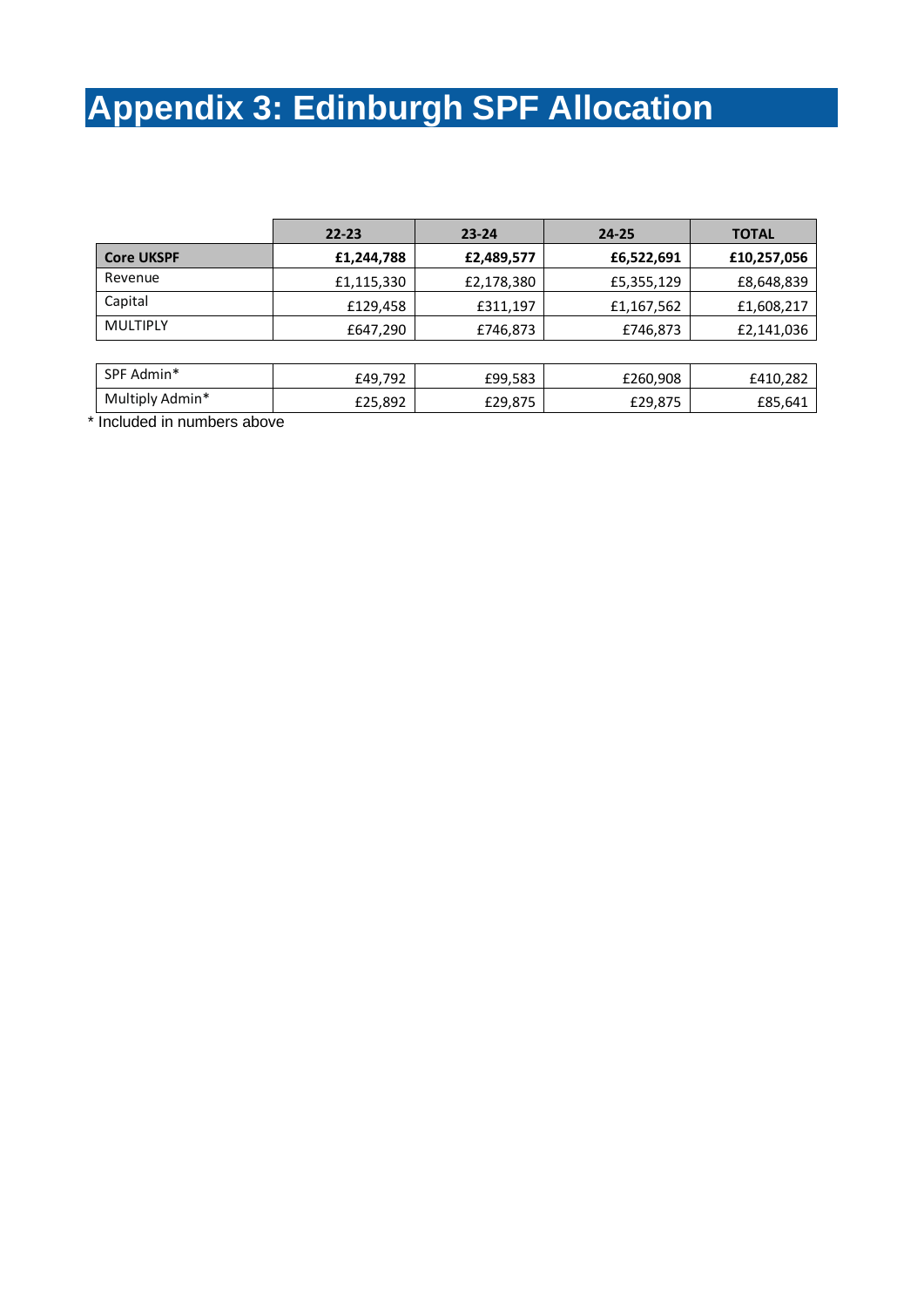# Appendix 3: Edinburgh SPF Allocation

| | 22-23 | 23-24 | 24-25 | TOTAL |
|---|---|---|---|---|
| **Core UKSPF** | **£1,244,788** | **£2,489,577** | **£6,522,691** | **£10,257,056** |
| Revenue | £1,115,330 | £2,178,380 | £5,355,129 | £8,648,839 |
| Capital | £129,458 | £311,197 | £1,167,562 | £1,608,217 |
| MULTIPLY | £647,290 | £746,873 | £746,873 | £2,141,036 |

| | | | | |
|---|---|---|---|---|
| SPF Admin* | £49,792 | £99,583 | £260,908 | £410,282 |
| Multiply Admin* | £25,892 | £29,875 | £29,875 | £85,641 |

\* Included in numbers above